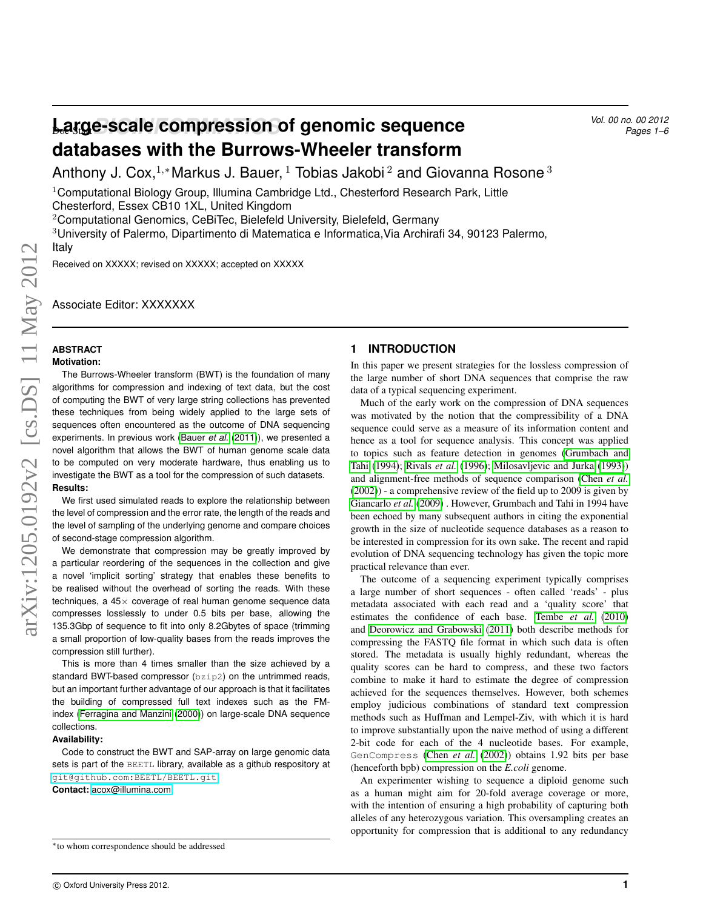# Large-scale compression of genomic sequence databases with the Burrows-Wheeler transform

Anthony J. Cox,[1,*] Markus J. Bauer,[1] Tobias Jakobi[2] and Giovanna Rosone[3]

[1]Computational Biology Group, Illumina Cambridge Ltd., Chesterford Research Park, Little Chesterford, Essex CB10 1XL, United Kingdom

[2]Computational Genomics, CeBiTec, Bielefeld University, Bielefeld, Germany

[3]University of Palermo, Dipartimento di Matematica e Informatica,Via Archirafi 34, 90123 Palermo, Italy

Received on XXXXX; revised on XXXXX; accepted on XXXXX

Associate Editor: XXXXXXX

## ABSTRACT

**Motivation:**

The Burrows-Wheeler transform (BWT) is the foundation of many algorithms for compression and indexing of text data, but the cost of computing the BWT of very large string collections has prevented these techniques from being widely applied to the large sets of sequences often encountered as the outcome of DNA sequencing experiments. In previous work (Bauer *et al.* (2011)), we presented a novel algorithm that allows the BWT of human genome scale data to be computed on very moderate hardware, thus enabling us to investigate the BWT as a tool for the compression of such datasets.

**Results:**

We first used simulated reads to explore the relationship between the level of compression and the error rate, the length of the reads and the level of sampling of the underlying genome and compare choices of second-stage compression algorithm.

We demonstrate that compression may be greatly improved by a particular reordering of the sequences in the collection and give a novel 'implicit sorting' strategy that enables these benefits to be realised without the overhead of sorting the reads. With these techniques, a 45× coverage of real human genome sequence data compresses losslessly to under 0.5 bits per base, allowing the 135.3Gbp of sequence to fit into only 8.2Gbytes of space (trimming a small proportion of low-quality bases from the reads improves the compression still further).

This is more than 4 times smaller than the size achieved by a standard BWT-based compressor (bzip2) on the untrimmed reads, but an important further advantage of our approach is that it facilitates the building of compressed full text indexes such as the FM-index (Ferragina and Manzini (2000)) on large-scale DNA sequence collections.

**Availability:**

Code to construct the BWT and SAP-array on large genomic data sets is part of the BEETL library, available as a github respository at git@github.com:BEETL/BEETL.git

**Contact:** acox@illumina.com

## 1 INTRODUCTION

In this paper we present strategies for the lossless compression of the large number of short DNA sequences that comprise the raw data of a typical sequencing experiment.

Much of the early work on the compression of DNA sequences was motivated by the notion that the compressibility of a DNA sequence could serve as a measure of its information content and hence as a tool for sequence analysis. This concept was applied to topics such as feature detection in genomes (Grumbach and Tahi (1994); Rivals *et al.* (1996); Milosavljevic and Jurka (1993)) and alignment-free methods of sequence comparison (Chen *et al.* (2002)) - a comprehensive review of the field up to 2009 is given by Giancarlo *et al.* (2009) . However, Grumbach and Tahi in 1994 have been echoed by many subsequent authors in citing the exponential growth in the size of nucleotide sequence databases as a reason to be interested in compression for its own sake. The recent and rapid evolution of DNA sequencing technology has given the topic more practical relevance than ever.

The outcome of a sequencing experiment typically comprises a large number of short sequences - often called 'reads' - plus metadata associated with each read and a 'quality score' that estimates the confidence of each base. Tembe *et al.* (2010) and Deorowicz and Grabowski (2011) both describe methods for compressing the FASTQ file format in which such data is often stored. The metadata is usually highly redundant, whereas the quality scores can be hard to compress, and these two factors combine to make it hard to estimate the degree of compression achieved for the sequences themselves. However, both schemes employ judicious combinations of standard text compression methods such as Huffman and Lempel-Ziv, with which it is hard to improve substantially upon the naive method of using a different 2-bit code for each of the 4 nucleotide bases. For example, GenCompress (Chen *et al.* (2002)) obtains 1.92 bits per base (henceforth bpb) compression on the *E.coli* genome.

An experimenter wishing to sequence a diploid genome such as a human might aim for 20-fold average coverage or more, with the intention of ensuring a high probability of capturing both alleles of any heterozygous variation. This oversampling creates an opportunity for compression that is additional to any redundancy

*to whom correspondence should be addressed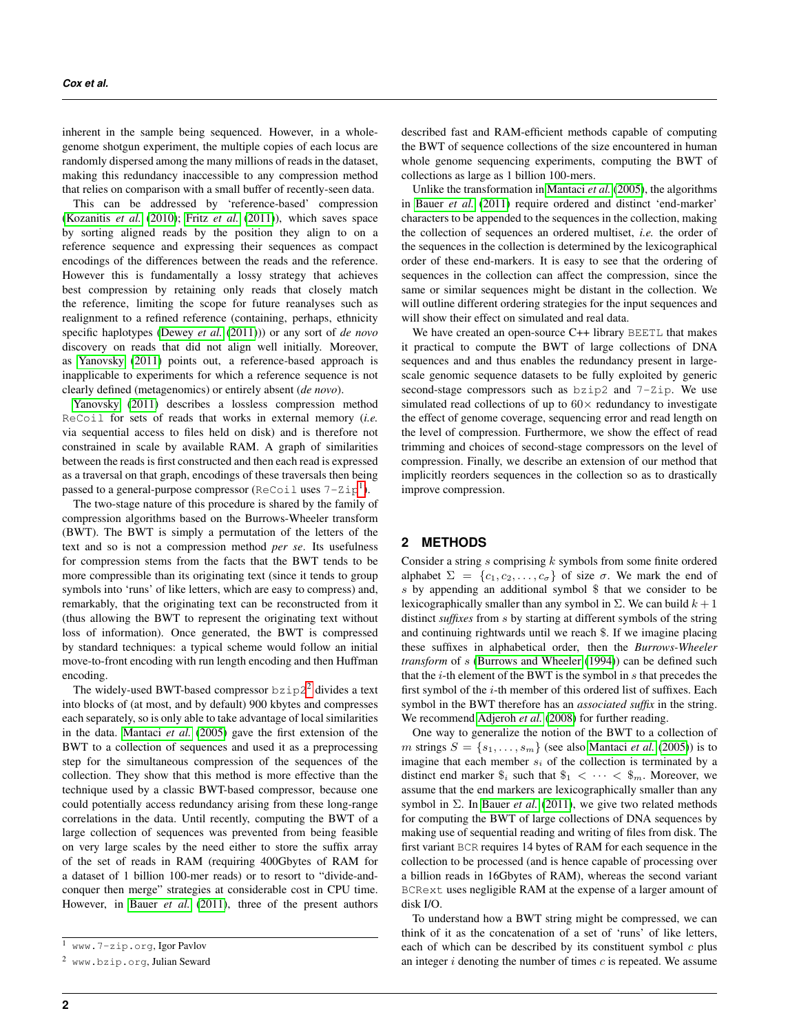inherent in the sample being sequenced. However, in a whole-genome shotgun experiment, the multiple copies of each locus are randomly dispersed among the many millions of reads in the dataset, making this redundancy inaccessible to any compression method that relies on comparison with a small buffer of recently-seen data.

This can be addressed by 'reference-based' compression (Kozanitis *et al.* (2010); Fritz *et al.* (2011)), which saves space by sorting aligned reads by the position they align to on a reference sequence and expressing their sequences as compact encodings of the differences between the reads and the reference. However this is fundamentally a lossy strategy that achieves best compression by retaining only reads that closely match the reference, limiting the scope for future reanalyses such as realignment to a refined reference (containing, perhaps, ethnicity specific haplotypes (Dewey *et al.* (2011))) or any sort of *de novo* discovery on reads that did not align well initially. Moreover, as Yanovsky (2011) points out, a reference-based approach is inapplicable to experiments for which a reference sequence is not clearly defined (metagenomics) or entirely absent (*de novo*).

Yanovsky (2011) describes a lossless compression method `ReCoil` for sets of reads that works in external memory (*i.e.* via sequential access to files held on disk) and is therefore not constrained in scale by available RAM. A graph of similarities between the reads is first constructed and then each read is expressed as a traversal on that graph, encodings of these traversals then being passed to a general-purpose compressor (`ReCoil` uses `7-Zip`[1]).

The two-stage nature of this procedure is shared by the family of compression algorithms based on the Burrows-Wheeler transform (BWT). The BWT is simply a permutation of the letters of the text and so is not a compression method *per se*. Its usefulness for compression stems from the facts that the BWT tends to be more compressible than its originating text (since it tends to group symbols into 'runs' of like letters, which are easy to compress) and, remarkably, that the originating text can be reconstructed from it (thus allowing the BWT to represent the originating text without loss of information). Once generated, the BWT is compressed by standard techniques: a typical scheme would follow an initial move-to-front encoding with run length encoding and then Huffman encoding.

The widely-used BWT-based compressor `bzip2`[2] divides a text into blocks of (at most, and by default) 900 kbytes and compresses each separately, so is only able to take advantage of local similarities in the data. Mantaci *et al.* (2005) gave the first extension of the BWT to a collection of sequences and used it as a preprocessing step for the simultaneous compression of the sequences of the collection. They show that this method is more effective than the technique used by a classic BWT-based compressor, because one could potentially access redundancy arising from these long-range correlations in the data. Until recently, computing the BWT of a large collection of sequences was prevented from being feasible on very large scales by the need either to store the suffix array of the set of reads in RAM (requiring 400Gbytes of RAM for a dataset of 1 billion 100-mer reads) or to resort to "divide-and-conquer then merge" strategies at considerable cost in CPU time. However, in Bauer *et al.* (2011), three of the present authors described fast and RAM-efficient methods capable of computing the BWT of sequence collections of the size encountered in human whole genome sequencing experiments, computing the BWT of collections as large as 1 billion 100-mers.

Unlike the transformation in Mantaci *et al.* (2005), the algorithms in Bauer *et al.* (2011) require ordered and distinct 'end-marker' characters to be appended to the sequences in the collection, making the collection of sequences an ordered multiset, *i.e.* the order of the sequences in the collection is determined by the lexicographical order of these end-markers. It is easy to see that the ordering of sequences in the collection can affect the compression, since the same or similar sequences might be distant in the collection. We will outline different ordering strategies for the input sequences and will show their effect on simulated and real data.

We have created an open-source C++ library `BEETL` that makes it practical to compute the BWT of large collections of DNA sequences and and thus enables the redundancy present in large-scale genomic sequence datasets to be fully exploited by generic second-stage compressors such as `bzip2` and `7-Zip`. We use simulated read collections of up to $60\times$ redundancy to investigate the effect of genome coverage, sequencing error and read length on the level of compression. Furthermore, we show the effect of read trimming and choices of second-stage compressors on the level of compression. Finally, we describe an extension of our method that implicitly reorders sequences in the collection so as to drastically improve compression.

## 2 METHODS

Consider a string $s$ comprising $k$ symbols from some finite ordered alphabet $\Sigma = \{c_1, c_2, \ldots, c_\sigma\}$ of size $\sigma$. We mark the end of $s$ by appending an additional symbol \$ that we consider to be lexicographically smaller than any symbol in $\Sigma$. We can build $k+1$ distinct *suffixes* from $s$ by starting at different symbols of the string and continuing rightwards until we reach \$. If we imagine placing these suffixes in alphabetical order, then the *Burrows-Wheeler transform* of $s$ (Burrows and Wheeler (1994)) can be defined such that the $i$-th element of the BWT is the symbol in $s$ that precedes the first symbol of the $i$-th member of this ordered list of suffixes. Each symbol in the BWT therefore has an *associated suffix* in the string. We recommend Adjeroh *et al.* (2008) for further reading.

One way to generalize the notion of the BWT to a collection of $m$ strings $S = \{s_1, \ldots, s_m\}$ (see also Mantaci *et al.* (2005)) is to imagine that each member $s_i$ of the collection is terminated by a distinct end marker $\$_i$ such that $\$_1 < \cdots < \$_m$. Moreover, we assume that the end markers are lexicographically smaller than any symbol in $\Sigma$. In Bauer *et al.* (2011), we give two related methods for computing the BWT of large collections of DNA sequences by making use of sequential reading and writing of files from disk. The first variant `BCR` requires 14 bytes of RAM for each sequence in the collection to be processed (and is hence capable of processing over a billion reads in 16Gbytes of RAM), whereas the second variant `BCRext` uses negligible RAM at the expense of a larger amount of disk I/O.

To understand how a BWT string might be compressed, we can think of it as the concatenation of a set of 'runs' of like letters, each of which can be described by its constituent symbol $c$ plus an integer $i$ denoting the number of times $c$ is repeated. We assume

[1] `www.7-zip.org`, Igor Pavlov

[2] `www.bzip.org`, Julian Seward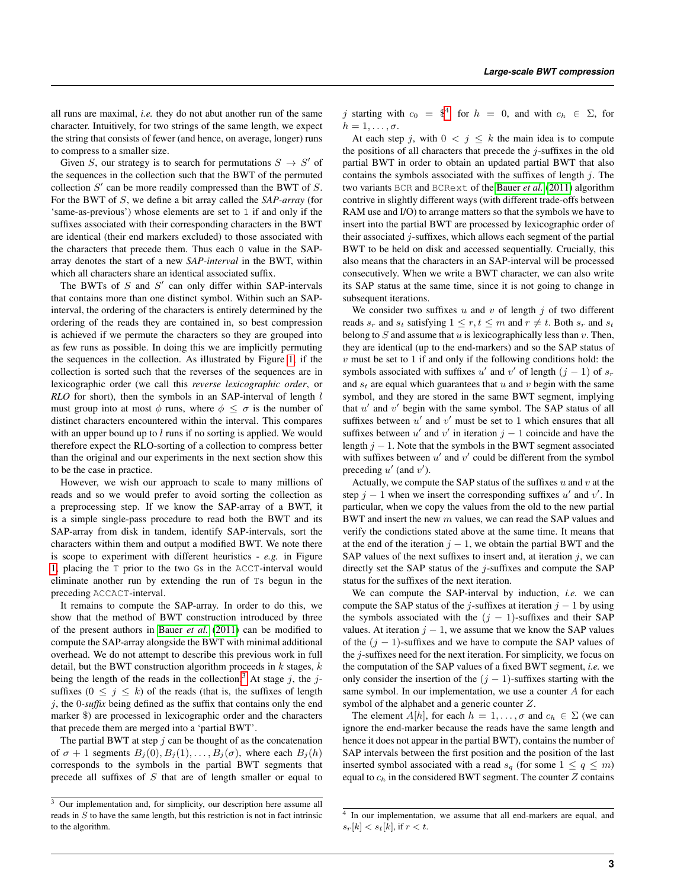all runs are maximal, *i.e.* they do not abut another run of the same character. Intuitively, for two strings of the same length, we expect the string that consists of fewer (and hence, on average, longer) runs to compress to a smaller size.

Given $S$, our strategy is to search for permutations $S \to S'$ of the sequences in the collection such that the BWT of the permuted collection $S'$ can be more readily compressed than the BWT of $S$. For the BWT of $S$, we define a bit array called the *SAP-array* (for 'same-as-previous') whose elements are set to `1` if and only if the suffixes associated with their corresponding characters in the BWT are identical (their end markers excluded) to those associated with the characters that precede them. Thus each `0` value in the SAP-array denotes the start of a new *SAP-interval* in the BWT, within which all characters share an identical associated suffix.

The BWTs of $S$ and $S'$ can only differ within SAP-intervals that contains more than one distinct symbol. Within such an SAP-interval, the ordering of the characters is entirely determined by the ordering of the reads they are contained in, so best compression is achieved if we permute the characters so they are grouped into as few runs as possible. In doing this we are implicitly permuting the sequences in the collection. As illustrated by Figure 1, if the collection is sorted such that the reverses of the sequences are in lexicographic order (we call this *reverse lexicographic order*, or *RLO* for short), then the symbols in an SAP-interval of length $l$ must group into at most $\phi$ runs, where $\phi \leq \sigma$ is the number of distinct characters encountered within the interval. This compares with an upper bound up to $l$ runs if no sorting is applied. We would therefore expect the RLO-sorting of a collection to compress better than the original and our experiments in the next section show this to be the case in practice.

However, we wish our approach to scale to many millions of reads and so we would prefer to avoid sorting the collection as a preprocessing step. If we know the SAP-array of a BWT, it is a simple single-pass procedure to read both the BWT and its SAP-array from disk in tandem, identify SAP-intervals, sort the characters within them and output a modified BWT. We note there is scope to experiment with different heuristics - *e.g.* in Figure 1, placing the `T` prior to the two `G`s in the `ACCT`-interval would eliminate another run by extending the run of `T`s begun in the preceding `ACCACT`-interval.

It remains to compute the SAP-array. In order to do this, we show that the method of BWT construction introduced by three of the present authors in Bauer *et al.* (2011) can be modified to compute the SAP-array alongside the BWT with minimal additional overhead. We do not attempt to describe this previous work in full detail, but the BWT construction algorithm proceeds in $k$ stages, $k$ being the length of the reads in the collection.[3] At stage $j$, the $j$-suffixes ($0 \leq j \leq k$) of the reads (that is, the suffixes of length $j$, the 0-*suffix* being defined as the suffix that contains only the end marker \$) are processed in lexicographic order and the characters that precede them are merged into a 'partial BWT'.

The partial BWT at step $j$ can be thought of as the concatenation of $\sigma + 1$ segments $B_j(0), B_j(1), \ldots, B_j(\sigma)$, where each $B_j(h)$ corresponds to the symbols in the partial BWT segments that precede all suffixes of $S$ that are of length smaller or equal to $j$ starting with $c_0 = \$$[4] for $h = 0$, and with $c_h \in \Sigma$, for $h = 1, \ldots, \sigma$.

At each step $j$, with $0 < j \leq k$ the main idea is to compute the positions of all characters that precede the $j$-suffixes in the old partial BWT in order to obtain an updated partial BWT that also contains the symbols associated with the suffixes of length $j$. The two variants `BCR` and `BCRext` of the Bauer *et al.* (2011) algorithm contrive in slightly different ways (with different trade-offs between RAM use and I/O) to arrange matters so that the symbols we have to insert into the partial BWT are processed by lexicographic order of their associated $j$-suffixes, which allows each segment of the partial BWT to be held on disk and accessed sequentially. Crucially, this also means that the characters in an SAP-interval will be processed consecutively. When we write a BWT character, we can also write its SAP status at the same time, since it is not going to change in subsequent iterations.

We consider two suffixes $u$ and $v$ of length $j$ of two different reads $s_r$ and $s_t$ satisfying $1 \leq r, t \leq m$ and $r \neq t$. Both $s_r$ and $s_t$ belong to $S$ and assume that $u$ is lexicographically less than $v$. Then, they are identical (up to the end-markers) and so the SAP status of $v$ must be set to 1 if and only if the following conditions hold: the symbols associated with suffixes $u'$ and $v'$ of length $(j-1)$ of $s_r$ and $s_t$ are equal which guarantees that $u$ and $v$ begin with the same symbol, and they are stored in the same BWT segment, implying that $u'$ and $v'$ begin with the same symbol. The SAP status of all suffixes between $u'$ and $v'$ must be set to 1 which ensures that all suffixes between $u'$ and $v'$ in iteration $j-1$ coincide and have the length $j-1$. Note that the symbols in the BWT segment associated with suffixes between $u'$ and $v'$ could be different from the symbol preceding $u'$ (and $v'$).

Actually, we compute the SAP status of the suffixes $u$ and $v$ at the step $j-1$ when we insert the corresponding suffixes $u'$ and $v'$. In particular, when we copy the values from the old to the new partial BWT and insert the new $m$ values, we can read the SAP values and verify the conditions stated above at the same time. It means that at the end of the iteration $j-1$, we obtain the partial BWT and the SAP values of the next suffixes to insert and, at iteration $j$, we can directly set the SAP status of the $j$-suffixes and compute the SAP status for the suffixes of the next iteration.

We can compute the SAP-interval by induction, *i.e.* we can compute the SAP status of the $j$-suffixes at iteration $j-1$ by using the symbols associated with the $(j-1)$-suffixes and their SAP values. At iteration $j-1$, we assume that we know the SAP values of the $(j-1)$-suffixes and we have to compute the SAP values of the $j$-suffixes need for the next iteration. For simplicity, we focus on the computation of the SAP values of a fixed BWT segment, *i.e.* we only consider the insertion of the $(j-1)$-suffixes starting with the same symbol. In our implementation, we use a counter $A$ for each symbol of the alphabet and a generic counter $Z$.

The element $A[h]$, for each $h = 1, \ldots, \sigma$ and $c_h \in \Sigma$ (we can ignore the end-marker because the reads have the same length and hence it does not appear in the partial BWT), contains the number of SAP intervals between the first position and the position of the last inserted symbol associated with a read $s_q$ (for some $1 \leq q \leq m$) equal to $c_h$ in the considered BWT segment. The counter $Z$ contains

---

[3] Our implementation and, for simplicity, our description here assume all reads in $S$ to have the same length, but this restriction is not in fact intrinsic to the algorithm.

[4] In our implementation, we assume that all end-markers are equal, and $s_r[k] < s_t[k]$, if $r < t$.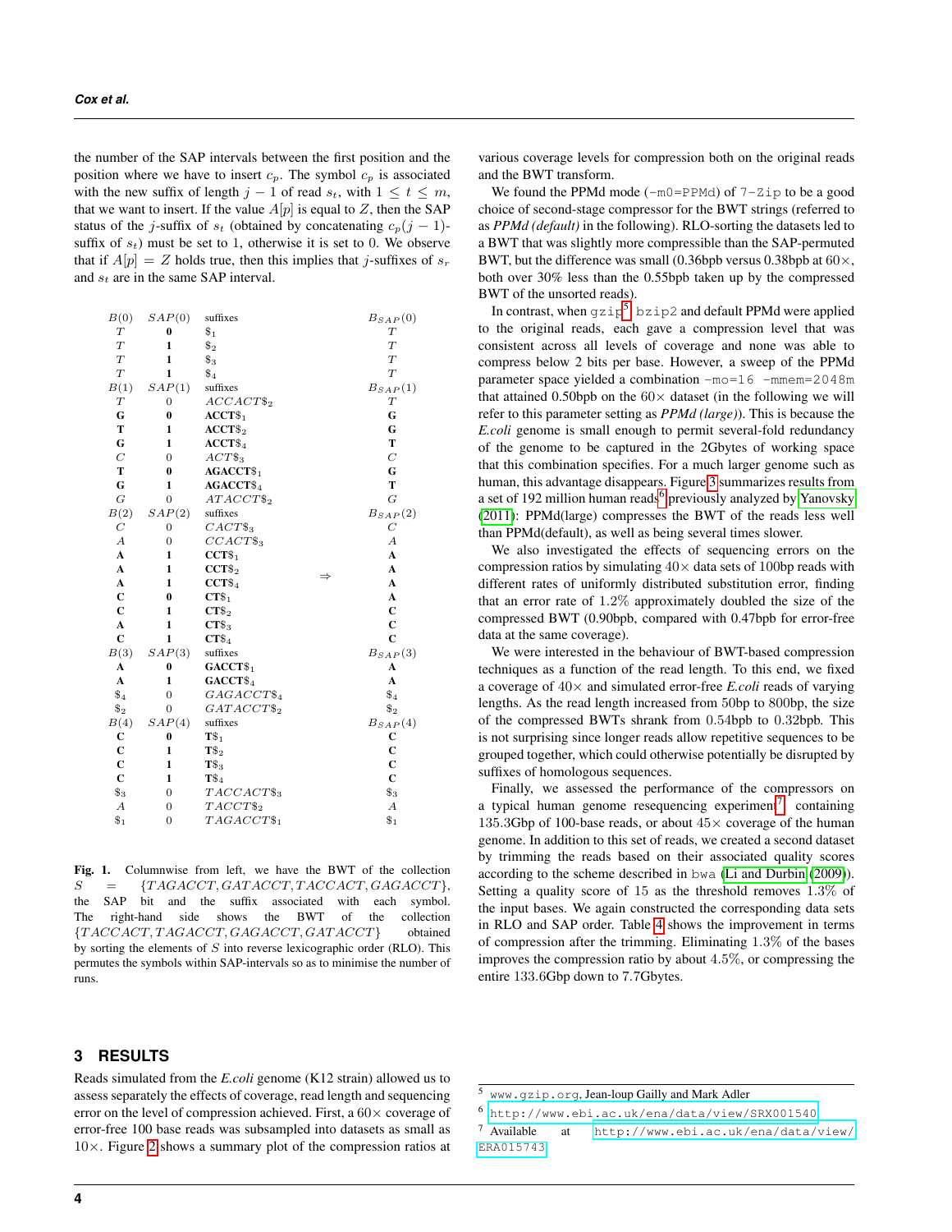the number of the SAP intervals between the first position and the position where we have to insert $c_p$. The symbol $c_p$ is associated with the new suffix of length $j-1$ of read $s_t$, with $1 \le t \le m$, that we want to insert. If the value $A[p]$ is equal to $Z$, then the SAP status of the $j$-suffix of $s_t$ (obtained by concatenating $c_p(j-1)$-suffix of $s_t$) must be set to 1, otherwise it is set to 0. We observe that if $A[p] = Z$ holds true, then this implies that $j$-suffixes of $s_r$ and $s_t$ are in the same SAP interval.

| $B(0)$ | $SAP(0)$ | suffixes | | $B_{SAP}(0)$ |
|---|---|---|---|---|
| $T$ | **0** | $\$_1$ | | $T$ |
| $T$ | **1** | $\$_2$ | | $T$ |
| $T$ | **1** | $\$_3$ | | $T$ |
| $T$ | **1** | $\$_4$ | | $T$ |
| $B(1)$ | $SAP(1)$ | suffixes | | $B_{SAP}(1)$ |
| $T$ | 0 | $ACCACT\$_2$ | | $T$ |
| **G** | **0** | **ACCT$\$_1$** | | **G** |
| **T** | **1** | **ACCT$\$_2$** | | **G** |
| **G** | **1** | **ACCT$\$_4$** | | **T** |
| $C$ | 0 | $ACT\$_3$ | | $C$ |
| **T** | **0** | **AGACCT$\$_1$** | | **G** |
| **G** | **1** | **AGACCT$\$_4$** | | **T** |
| $G$ | 0 | $ATACCT\$_2$ | | $G$ |
| $B(2)$ | $SAP(2)$ | suffixes | | $B_{SAP}(2)$ |
| $C$ | 0 | $CACT\$_3$ | | $C$ |
| $A$ | 0 | $CCACT\$_3$ | | $A$ |
| **A** | **1** | **CCT$\$_1$** | | **A** |
| **A** | **1** | **CCT$\$_2$** | | **A** |
| **A** | **1** | **CCT$\$_4$** | $\Rightarrow$ | **A** |
| **C** | **0** | **CT$\$_1$** | | **A** |
| **C** | **1** | **CT$\$_2$** | | **C** |
| **A** | **1** | **CT$\$_3$** | | **C** |
| **C** | **1** | **CT$\$_4$** | | **C** |
| $B(3)$ | $SAP(3)$ | suffixes | | $B_{SAP}(3)$ |
| **A** | **0** | **GACCT$\$_1$** | | **A** |
| **A** | **1** | **GACCT$\$_4$** | | **A** |
| $\$_4$ | 0 | $GAGACCT\$_4$ | | $\$_4$ |
| $\$_2$ | 0 | $GATACCT\$_2$ | | $\$_2$ |
| $B(4)$ | $SAP(4)$ | suffixes | | $B_{SAP}(4)$ |
| **C** | **0** | **T$\$_1$** | | **C** |
| **C** | **1** | **T$\$_2$** | | **C** |
| **C** | **1** | **T$\$_3$** | | **C** |
| **C** | **1** | **T$\$_4$** | | **C** |
| $\$_3$ | 0 | $TACCACT\$_3$ | | $\$_3$ |
| $A$ | 0 | $TACCT\$_2$ | | $A$ |
| $\$_1$ | 0 | $TAGACCT\$_1$ | | $\$_1$ |

**Fig. 1.** Columnwise from left, we have the BWT of the collection $S = \{TAGACCT, GATACCT, TACCACT, GAGACCT\}$, the SAP bit and the suffix associated with each symbol. The right-hand side shows the BWT of the collection $\{TACCACT, TAGACCT, GAGACCT, GATACCT\}$ obtained by sorting the elements of $S$ into reverse lexicographic order (RLO). This permutes the symbols within SAP-intervals so as to minimise the number of runs.

## 3 RESULTS

Reads simulated from the *E.coli* genome (K12 strain) allowed us to assess separately the effects of coverage, read length and sequencing error on the level of compression achieved. First, a $60\times$ coverage of error-free 100 base reads was subsampled into datasets as small as $10\times$. Figure 2 shows a summary plot of the compression ratios at various coverage levels for compression both on the original reads and the BWT transform.

We found the PPMd mode (`-m0=PPMd`) of `7-Zip` to be a good choice of second-stage compressor for the BWT strings (referred to as *PPMd (default)* in the following). RLO-sorting the datasets led to a BWT that was slightly more compressible than the SAP-permuted BWT, but the difference was small (0.36bpb versus 0.38bpb at $60\times$, both over 30% less than the 0.55bpb taken up by the compressed BWT of the unsorted reads).

In contrast, when `gzip`[5], `bzip2` and default PPMd were applied to the original reads, each gave a compression level that was consistent across all levels of coverage and none was able to compress below 2 bits per base. However, a sweep of the PPMd parameter space yielded a combination `-mo=16 -mmem=2048m` that attained 0.50bpb on the $60\times$ dataset (in the following we will refer to this parameter setting as *PPMd (large)*). This is because the *E.coli* genome is small enough to permit several-fold redundancy of the genome to be captured in the 2Gbytes of working space that this combination specifies. For a much larger genome such as human, this advantage disappears. Figure 3 summarizes results from a set of 192 million human reads[6] previously analyzed by Yanovsky (2011): PPMd(large) compresses the BWT of the reads less well than PPMd(default), as well as being several times slower.

We also investigated the effects of sequencing errors on the compression ratios by simulating $40\times$ data sets of 100bp reads with different rates of uniformly distributed substitution error, finding that an error rate of 1.2% approximately doubled the size of the compressed BWT (0.90bpb, compared with 0.47bpb for error-free data at the same coverage).

We were interested in the behaviour of BWT-based compression techniques as a function of the read length. To this end, we fixed a coverage of $40\times$ and simulated error-free *E.coli* reads of varying lengths. As the read length increased from 50bp to 800bp, the size of the compressed BWTs shrank from 0.54bpb to 0.32bpb. This is not surprising since longer reads allow repetitive sequences to be grouped together, which could otherwise potentially be disrupted by suffixes of homologous sequences.

Finally, we assessed the performance of the compressors on a typical human genome resequencing experiment[7], containing 135.3Gbp of 100-base reads, or about $45\times$ coverage of the human genome. In addition to this set of reads, we created a second dataset by trimming the reads based on their associated quality scores according to the scheme described in `bwa` (Li and Durbin (2009)). Setting a quality score of 15 as the threshold removes 1.3% of the input bases. We again constructed the corresponding data sets in RLO and SAP order. Table 4 shows the improvement in terms of compression after the trimming. Eliminating 1.3% of the bases improves the compression ratio by about 4.5%, or compressing the entire 133.6Gbp down to 7.7Gbytes.

---

[5] `www.gzip.org`, Jean-loup Gailly and Mark Adler

[6] `http://www.ebi.ac.uk/ena/data/view/SRX001540`

[7] Available at `http://www.ebi.ac.uk/ena/data/view/ERA015743`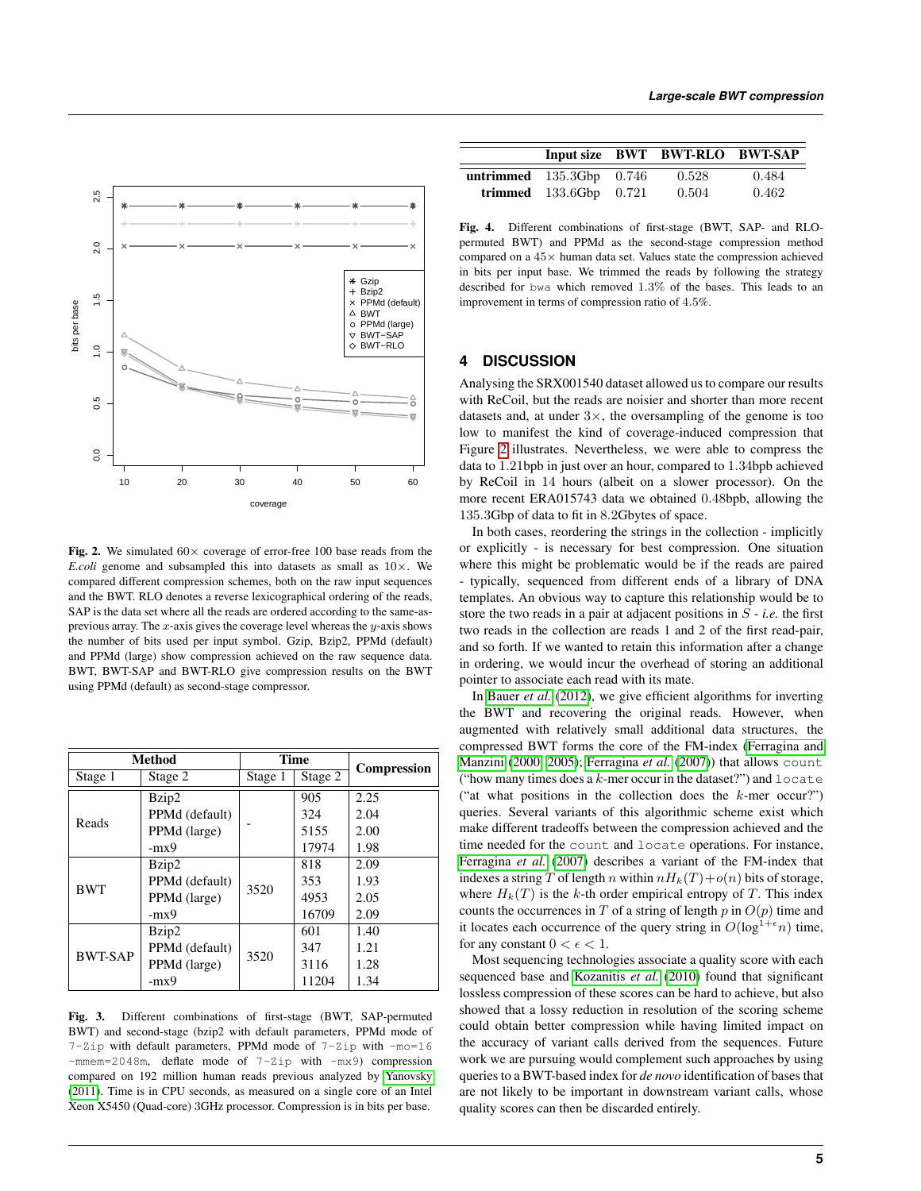**Fig. 2.** We simulated $60\times$ coverage of error-free 100 base reads from the *E.coli* genome and subsampled this into datasets as small as $10\times$. We compared different compression schemes, both on the raw input sequences and the BWT. RLO denotes a reverse lexicographical ordering of the reads, SAP is the data set where all the reads are ordered according to the same-as-previous array. The $x$-axis gives the coverage level whereas the $y$-axis shows the number of bits used per input symbol. Gzip, Bzip2, PPMd (default) and PPMd (large) show compression achieved on the raw sequence data. BWT, BWT-SAP and BWT-RLO give compression results on the BWT using PPMd (default) as second-stage compressor.

| Method | | Time | | Compression |
|---|---|---|---|---|
| Stage 1 | Stage 2 | Stage 1 | Stage 2 | |
| Reads | Bzip2 | - | 905 | 2.25 |
| | PPMd (default) | | 324 | 2.04 |
| | PPMd (large) | | 5155 | 2.00 |
| | -mx9 | | 17974 | 1.98 |
| BWT | Bzip2 | 3520 | 818 | 2.09 |
| | PPMd (default) | | 353 | 1.93 |
| | PPMd (large) | | 4953 | 2.05 |
| | -mx9 | | 16709 | 2.09 |
| BWT-SAP | Bzip2 | 3520 | 601 | 1.40 |
| | PPMd (default) | | 347 | 1.21 |
| | PPMd (large) | | 3116 | 1.28 |
| | -mx9 | | 11204 | 1.34 |

**Fig. 3.** Different combinations of first-stage (BWT, SAP-permuted BWT) and second-stage (bzip2 with default parameters, PPMd mode of `7-Zip` with default parameters, PPMd mode of `7-Zip` with `-mo=16 -mmem=2048m`, deflate mode of `7-Zip` with `-mx9`) compression compared on 192 million human reads previous analyzed by Yanovsky (2011). Time is in CPU seconds, as measured on a single core of an Intel Xeon X5450 (Quad-core) 3GHz processor. Compression is in bits per base.

| | Input size | BWT | BWT-RLO | BWT-SAP |
|---|---|---|---|---|
| **untrimmed** | 135.3Gbp | 0.746 | 0.528 | 0.484 |
| **trimmed** | 133.6Gbp | 0.721 | 0.504 | 0.462 |

**Fig. 4.** Different combinations of first-stage (BWT, SAP- and RLO-permuted BWT) and PPMd as the second-stage compression method compared on a $45\times$ human data set. Values state the compression achieved in bits per input base. We trimmed the reads by following the strategy described for `bwa` which removed 1.3% of the bases. This leads to an improvement in terms of compression ratio of 4.5%.

## 4 DISCUSSION

Analysing the SRX001540 dataset allowed us to compare our results with ReCoil, but the reads are noisier and shorter than more recent datasets and, at under $3\times$, the oversampling of the genome is too low to manifest the kind of coverage-induced compression that Figure 2 illustrates. Nevertheless, we were able to compress the data to 1.21bpb in just over an hour, compared to 1.34bpb achieved by ReCoil in 14 hours (albeit on a slower processor). On the more recent ERA015743 data we obtained 0.48bpb, allowing the 135.3Gbp of data to fit in 8.2Gbytes of space.

In both cases, reordering the strings in the collection - implicitly or explicitly - is necessary for best compression. One situation where this might be problematic would be if the reads are paired - typically, sequenced from different ends of a library of DNA templates. An obvious way to capture this relationship would be to store the two reads in a pair at adjacent positions in $S$ - *i.e.* the first two reads in the collection are reads 1 and 2 of the first read-pair, and so forth. If we wanted to retain this information after a change in ordering, we would incur the overhead of storing an additional pointer to associate each read with its mate.

In Bauer *et al.* (2012), we give efficient algorithms for inverting the BWT and recovering the original reads. However, when augmented with relatively small additional data structures, the compressed BWT forms the core of the FM-index (Ferragina and Manzini (2000, 2005); Ferragina *et al.* (2007)) that allows `count` ("how many times does a $k$-mer occur in the dataset?") and `locate` ("at what positions in the collection does the $k$-mer occur?") queries. Several variants of this algorithmic scheme exist which make different tradeoffs between the compression achieved and the time needed for the `count` and `locate` operations. For instance, Ferragina *et al.* (2007) describes a variant of the FM-index that indexes a string $T$ of length $n$ within $nH_k(T)+o(n)$ bits of storage, where $H_k(T)$ is the $k$-th order empirical entropy of $T$. This index counts the occurrences in $T$ of a string of length $p$ in $O(p)$ time and it locates each occurrence of the query string in $O(\log^{1+\epsilon} n)$ time, for any constant $0 < \epsilon < 1$.

Most sequencing technologies associate a quality score with each sequenced base and Kozanitis *et al.* (2010) found that significant lossless compression of these scores can be hard to achieve, but also showed that a lossy reduction in resolution of the scoring scheme could obtain better compression while having limited impact on the accuracy of variant calls derived from the sequences. Future work we are pursuing would complement such approaches by using queries to a BWT-based index for *de novo* identification of bases that are not likely to be important in downstream variant calls, whose quality scores can then be discarded entirely.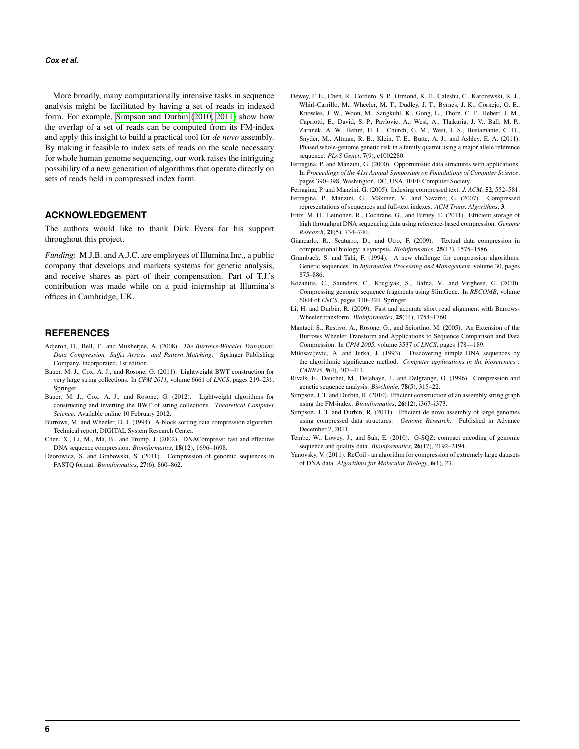More broadly, many computationally intensive tasks in sequence analysis might be facilitated by having a set of reads in indexed form. For example, Simpson and Durbin (2010; 2011) show how the overlap of a set of reads can be computed from its FM-index and apply this insight to build a practical tool for *de novo* assembly. By making it feasible to index sets of reads on the scale necessary for whole human genome sequencing, our work raises the intriguing possibility of a new generation of algorithms that operate directly on sets of reads held in compressed index form.

## ACKNOWLEDGEMENT

The authors would like to thank Dirk Evers for his support throughout this project.

*Funding*: M.J.B. and A.J.C. are employees of Illumina Inc., a public company that develops and markets systems for genetic analysis, and receive shares as part of their compensation. Part of T.J.'s contribution was made while on a paid internship at Illumina's offices in Cambridge, UK.

## REFERENCES

Adjeroh, D., Bell, T., and Mukherjee, A. (2008). *The Burrows-Wheeler Transform: Data Compression, Suffix Arrays, and Pattern Matching*. Springer Publishing Company, Incorporated, 1st edition.

Bauer, M. J., Cox, A. J., and Rosone, G. (2011). Lightweight BWT construction for very large string collections. In *CPM 2011*, volume 6661 of *LNCS*, pages 219–231. Springer.

Bauer, M. J., Cox, A. J., and Rosone, G. (2012). Lightweight algorithms for constructing and inverting the BWT of string collections. *Theoretical Computer Science*. Available online 10 February 2012.

Burrows, M. and Wheeler, D. J. (1994). A block sorting data compression algorithm. Technical report, DIGITAL System Research Center.

Chen, X., Li, M., Ma, B., and Tromp, J. (2002). DNACompress: fast and effective DNA sequence compression. *Bioinformatics*, **18**(12), 1696–1698.

Deorowicz, S. and Grabowski, S. (2011). Compression of genomic sequences in FASTQ format. *Bioinformatics*, **27**(6), 860–862.

Dewey, F. E., Chen, R., Cordero, S. P., Ormond, K. E., Caleshu, C., Karczewski, K. J., Whirl-Carrillo, M., Wheeler, M. T., Dudley, J. T., Byrnes, J. K., Cornejo, O. E., Knowles, J. W., Woon, M., Sangkuhl, K., Gong, L., Thorn, C. F., Hebert, J. M., Capriotti, E., David, S. P., Pavlovic, A., West, A., Thakuria, J. V., Ball, M. P., Zaranek, A. W., Rehm, H. L., Church, G. M., West, J. S., Bustamante, C. D., Snyder, M., Altman, R. B., Klein, T. E., Butte, A. J., and Ashley, E. A. (2011). Phased whole-genome genetic risk in a family quartet using a major allele reference sequence. *PLoS Genet*, **7**(9), e1002280.

Ferragina, P. and Manzini, G. (2000). Opportunistic data structures with applications. In *Proceedings of the 41st Annual Symposium on Foundations of Computer Science*, pages 390–398, Washington, DC, USA. IEEE Computer Society.

Ferragina, P. and Manzini, G. (2005). Indexing compressed text. *J. ACM*, **52**, 552–581.

Ferragina, P., Manzini, G., Mäkinen, V., and Navarro, G. (2007). Compressed representations of sequences and full-text indexes. *ACM Trans. Algorithms*, **3**.

Fritz, M. H., Leinonen, R., Cochrane, G., and Birney, E. (2011). Efficient storage of high throughput DNA sequencing data using reference-based compression. *Genome Research*, **21**(5), 734–740.

Giancarlo, R., Scaturro, D., and Utro, F. (2009). Textual data compression in computational biology: a synopsis. *Bioinformatics*, **25**(13), 1575–1586.

Grumbach, S. and Tahi, F. (1994). A new challenge for compression algorithms: Genetic sequences. In *Information Processing and Management*, volume 30, pages 875–886.

Kozanitis, C., Saunders, C., Kruglyak, S., Bafna, V., and Varghese, G. (2010). Compressing genomic sequence fragments using SlimGene. In *RECOMB*, volume 6044 of *LNCS*, pages 310–324. Springer.

Li, H. and Durbin, R. (2009). Fast and accurate short read alignment with Burrows-Wheeler transform. *Bioinformatics*, **25**(14), 1754–1760.

Mantaci, S., Restivo, A., Rosone, G., and Sciortino, M. (2005). An Extension of the Burrows Wheeler Transform and Applications to Sequence Comparison and Data Compression. In *CPM 2005*, volume 3537 of *LNCS*, pages 178—189.

Milosavljevic, A. and Jurka, J. (1993). Discovering simple DNA sequences by the algorithmic significance method. *Computer applications in the biosciences : CABIOS*, **9**(4), 407–411.

Rivals, E., Dauchet, M., Delahaye, J., and Delgrange, O. (1996). Compression and genetic sequence analysis. *Biochimie*, **78**(5), 315–22.

Simpson, J. T. and Durbin, R. (2010). Efficient construction of an assembly string graph using the FM-index. *Bioinformatics*, **26**(12), i367–i373.

Simpson, J. T. and Durbin, R. (2011). Efficient de novo assembly of large genomes using compressed data structures. *Genome Research*. Published in Advance December 7, 2011.

Tembe, W., Lowey, J., and Suh, E. (2010). G-SQZ: compact encoding of genomic sequence and quality data. *Bioinformatics*, **26**(17), 2192–2194.

Yanovsky, V. (2011). ReCoil - an algorithm for compression of extremely large datasets of DNA data. *Algorithms for Molecular Biology*, **6**(1), 23.